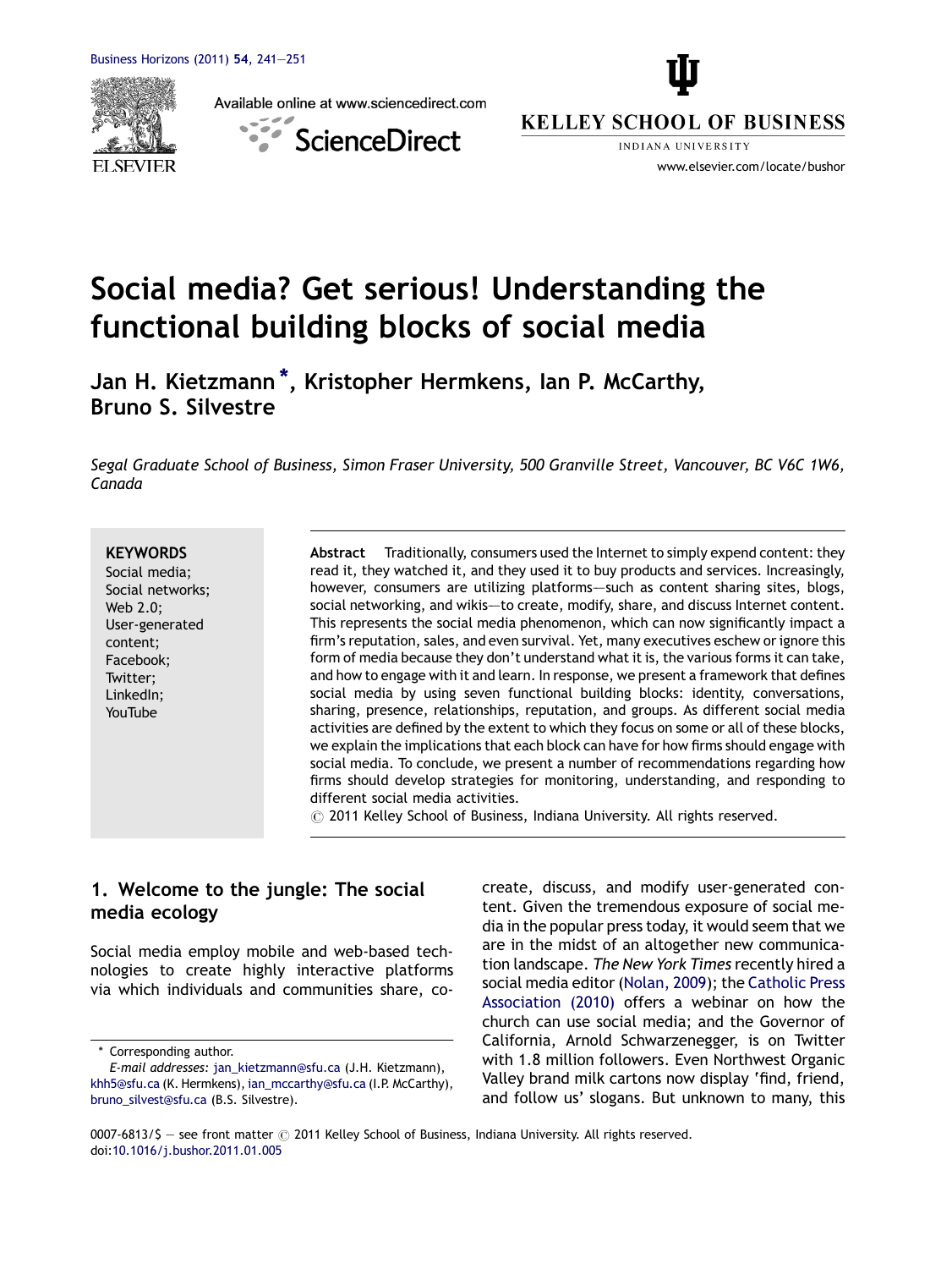# Social media? Get serious! Understanding the functional building blocks of social media

**Jan H. Kietzmann*, Kristopher Hermkens, Ian P. McCarthy, Bruno S. Silvestre**

*Segal Graduate School of Business, Simon Fraser University, 500 Granville Street, Vancouver, BC V6C 1W6, Canada*

**KEYWORDS**
Social media;
Social networks;
Web 2.0;
User-generated content;
Facebook;
Twitter;
LinkedIn;
YouTube

**Abstract** Traditionally, consumers used the Internet to simply expend content: they read it, they watched it, and they used it to buy products and services. Increasingly, however, consumers are utilizing platforms—such as content sharing sites, blogs, social networking, and wikis—to create, modify, share, and discuss Internet content. This represents the social media phenomenon, which can now significantly impact a firm's reputation, sales, and even survival. Yet, many executives eschew or ignore this form of media because they don't understand what it is, the various forms it can take, and how to engage with it and learn. In response, we present a framework that defines social media by using seven functional building blocks: identity, conversations, sharing, presence, relationships, reputation, and groups. As different social media activities are defined by the extent to which they focus on some or all of these blocks, we explain the implications that each block can have for how firms should engage with social media. To conclude, we present a number of recommendations regarding how firms should develop strategies for monitoring, understanding, and responding to different social media activities.
© 2011 Kelley School of Business, Indiana University. All rights reserved.

## 1. Welcome to the jungle: The social media ecology

Social media employ mobile and web-based technologies to create highly interactive platforms via which individuals and communities share, co-create, discuss, and modify user-generated content. Given the tremendous exposure of social media in the popular press today, it would seem that we are in the midst of an altogether new communication landscape. *The New York Times* recently hired a social media editor (Nolan, 2009); the Catholic Press Association (2010) offers a webinar on how the church can use social media; and the Governor of California, Arnold Schwarzenegger, is on Twitter with 1.8 million followers. Even Northwest Organic Valley brand milk cartons now display 'find, friend, and follow us' slogans. But unknown to many, this

* Corresponding author.
*E-mail addresses:* jan_kietzmann@sfu.ca (J.H. Kietzmann), khh5@sfu.ca (K. Hermkens), ian_mccarthy@sfu.ca (I.P. McCarthy), bruno_silvest@sfu.ca (B.S. Silvestre).

0007-6813/$ — see front matter © 2011 Kelley School of Business, Indiana University. All rights reserved.
doi:10.1016/j.bushor.2011.01.005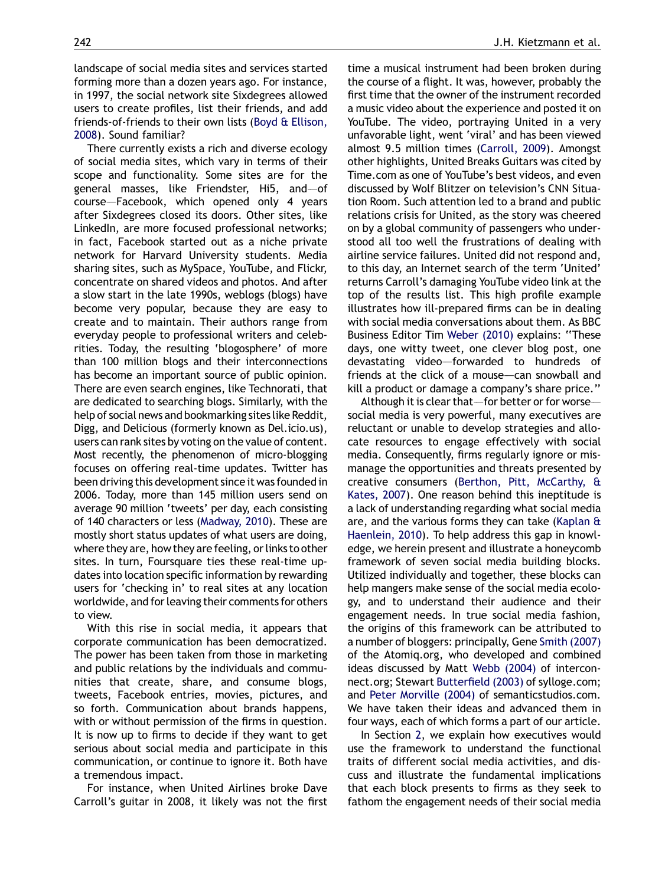landscape of social media sites and services started forming more than a dozen years ago. For instance, in 1997, the social network site Sixdegrees allowed users to create profiles, list their friends, and add friends-of-friends to their own lists (Boyd & Ellison, 2008). Sound familiar?

There currently exists a rich and diverse ecology of social media sites, which vary in terms of their scope and functionality. Some sites are for the general masses, like Friendster, Hi5, and—of course—Facebook, which opened only 4 years after Sixdegrees closed its doors. Other sites, like LinkedIn, are more focused professional networks; in fact, Facebook started out as a niche private network for Harvard University students. Media sharing sites, such as MySpace, YouTube, and Flickr, concentrate on shared videos and photos. And after a slow start in the late 1990s, weblogs (blogs) have become very popular, because they are easy to create and to maintain. Their authors range from everyday people to professional writers and celebrities. Today, the resulting 'blogosphere' of more than 100 million blogs and their interconnections has become an important source of public opinion. There are even search engines, like Technorati, that are dedicated to searching blogs. Similarly, with the help of social news and bookmarking sites like Reddit, Digg, and Delicious (formerly known as Del.icio.us), users can rank sites by voting on the value of content. Most recently, the phenomenon of micro-blogging focuses on offering real-time updates. Twitter has been driving this development since it was founded in 2006. Today, more than 145 million users send on average 90 million 'tweets' per day, each consisting of 140 characters or less (Madway, 2010). These are mostly short status updates of what users are doing, where they are, how they are feeling, or links to other sites. In turn, Foursquare ties these real-time updates into location specific information by rewarding users for 'checking in' to real sites at any location worldwide, and for leaving their comments for others to view.

With this rise in social media, it appears that corporate communication has been democratized. The power has been taken from those in marketing and public relations by the individuals and communities that create, share, and consume blogs, tweets, Facebook entries, movies, pictures, and so forth. Communication about brands happens, with or without permission of the firms in question. It is now up to firms to decide if they want to get serious about social media and participate in this communication, or continue to ignore it. Both have a tremendous impact.

For instance, when United Airlines broke Dave Carroll's guitar in 2008, it likely was not the first time a musical instrument had been broken during the course of a flight. It was, however, probably the first time that the owner of the instrument recorded a music video about the experience and posted it on YouTube. The video, portraying United in a very unfavorable light, went 'viral' and has been viewed almost 9.5 million times (Carroll, 2009). Amongst other highlights, United Breaks Guitars was cited by Time.com as one of YouTube's best videos, and even discussed by Wolf Blitzer on television's CNN Situation Room. Such attention led to a brand and public relations crisis for United, as the story was cheered on by a global community of passengers who understood all too well the frustrations of dealing with airline service failures. United did not respond and, to this day, an Internet search of the term 'United' returns Carroll's damaging YouTube video link at the top of the results list. This high profile example illustrates how ill-prepared firms can be in dealing with social media conversations about them. As BBC Business Editor Tim Weber (2010) explains: "These days, one witty tweet, one clever blog post, one devastating video—forwarded to hundreds of friends at the click of a mouse—can snowball and kill a product or damage a company's share price."

Although it is clear that—for better or for worse—social media is very powerful, many executives are reluctant or unable to develop strategies and allocate resources to engage effectively with social media. Consequently, firms regularly ignore or mismanage the opportunities and threats presented by creative consumers (Berthon, Pitt, McCarthy, & Kates, 2007). One reason behind this ineptitude is a lack of understanding regarding what social media are, and the various forms they can take (Kaplan & Haenlein, 2010). To help address this gap in knowledge, we herein present and illustrate a honeycomb framework of seven social media building blocks. Utilized individually and together, these blocks can help mangers make sense of the social media ecology, and to understand their audience and their engagement needs. In true social media fashion, the origins of this framework can be attributed to a number of bloggers: principally, Gene Smith (2007) of the Atomiq.org, who developed and combined ideas discussed by Matt Webb (2004) of interconnect.org; Stewart Butterfield (2003) of sylloge.com; and Peter Morville (2004) of semanticstudios.com. We have taken their ideas and advanced them in four ways, each of which forms a part of our article.

In Section 2, we explain how executives would use the framework to understand the functional traits of different social media activities, and discuss and illustrate the fundamental implications that each block presents to firms as they seek to fathom the engagement needs of their social media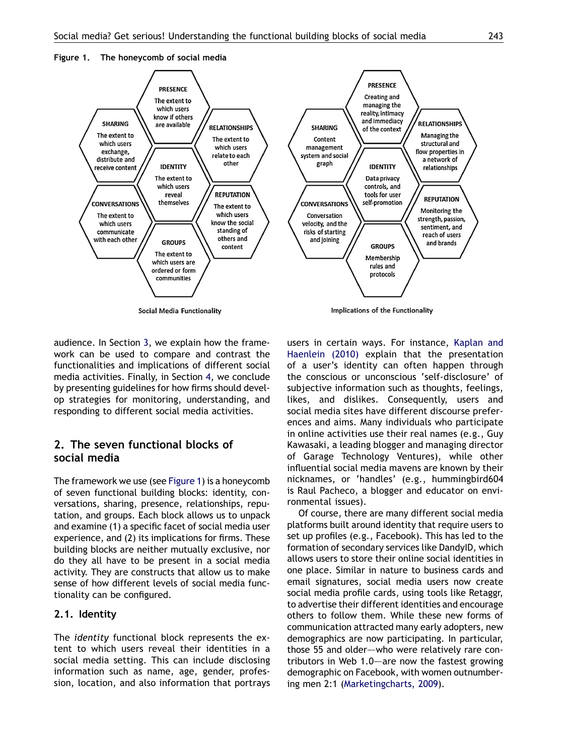Figure 1. The honeycomb of social media

**Social Media Functionality**

- **PRESENCE**: The extent to which users know if others are available
- **SHARING**: The extent to which users exchange, distribute and receive content
- **RELATIONSHIPS**: The extent to which users relate to each other
- **IDENTITY**: The extent to which users reveal themselves
- **CONVERSATIONS**: The extent to which users communicate with each other
- **REPUTATION**: The extent to which users know the social standing of others and content
- **GROUPS**: The extent to which users are ordered or form communities

**Implications of the Functionality**

- **PRESENCE**: Creating and managing the reality, intimacy and immediacy of the context
- **SHARING**: Content management system and social graph
- **RELATIONSHIPS**: Managing the structural and flow properties in a network of relationships
- **IDENTITY**: Data privacy controls, and tools for user self-promotion
- **CONVERSATIONS**: Conversation velocity, and the risks of starting and joining
- **REPUTATION**: Monitoring the strength, passion, sentiment, and reach of users and brands
- **GROUPS**: Membership rules and protocols

audience. In Section 3, we explain how the framework can be used to compare and contrast the functionalities and implications of different social media activities. Finally, in Section 4, we conclude by presenting guidelines for how firms should develop strategies for monitoring, understanding, and responding to different social media activities.

## 2. The seven functional blocks of social media

The framework we use (see Figure 1) is a honeycomb of seven functional building blocks: identity, conversations, sharing, presence, relationships, reputation, and groups. Each block allows us to unpack and examine (1) a specific facet of social media user experience, and (2) its implications for firms. These building blocks are neither mutually exclusive, nor do they all have to be present in a social media activity. They are constructs that allow us to make sense of how different levels of social media functionality can be configured.

### 2.1. Identity

The *identity* functional block represents the extent to which users reveal their identities in a social media setting. This can include disclosing information such as name, age, gender, profession, location, and also information that portrays users in certain ways. For instance, Kaplan and Haenlein (2010) explain that the presentation of a user's identity can often happen through the conscious or unconscious 'self-disclosure' of subjective information such as thoughts, feelings, likes, and dislikes. Consequently, users and social media sites have different discourse preferences and aims. Many individuals who participate in online activities use their real names (e.g., Guy Kawasaki, a leading blogger and managing director of Garage Technology Ventures), while other influential social media mavens are known by their nicknames, or 'handles' (e.g., hummingbird604 is Raul Pacheco, a blogger and educator on environmental issues).

Of course, there are many different social media platforms built around identity that require users to set up profiles (e.g., Facebook). This has led to the formation of secondary services like DandyID, which allows users to store their online social identities in one place. Similar in nature to business cards and email signatures, social media users now create social media profile cards, using tools like Retaggr, to advertise their different identities and encourage others to follow them. While these new forms of communication attracted many early adopters, new demographics are now participating. In particular, those 55 and older—who were relatively rare contributors in Web 1.0—are now the fastest growing demographic on Facebook, with women outnumbering men 2:1 (Marketingcharts, 2009).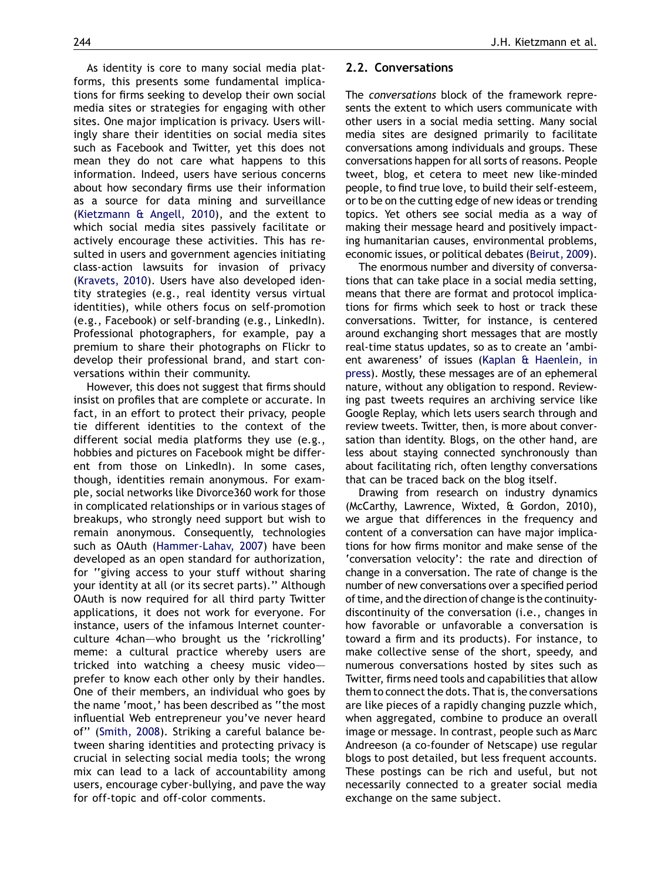As identity is core to many social media platforms, this presents some fundamental implications for firms seeking to develop their own social media sites or strategies for engaging with other sites. One major implication is privacy. Users willingly share their identities on social media sites such as Facebook and Twitter, yet this does not mean they do not care what happens to this information. Indeed, users have serious concerns about how secondary firms use their information as a source for data mining and surveillance (Kietzmann & Angell, 2010), and the extent to which social media sites passively facilitate or actively encourage these activities. This has resulted in users and government agencies initiating class-action lawsuits for invasion of privacy (Kravets, 2010). Users have also developed identity strategies (e.g., real identity versus virtual identities), while others focus on self-promotion (e.g., Facebook) or self-branding (e.g., LinkedIn). Professional photographers, for example, pay a premium to share their photographs on Flickr to develop their professional brand, and start conversations within their community.

However, this does not suggest that firms should insist on profiles that are complete or accurate. In fact, in an effort to protect their privacy, people tie different identities to the context of the different social media platforms they use (e.g., hobbies and pictures on Facebook might be different from those on LinkedIn). In some cases, though, identities remain anonymous. For example, social networks like Divorce360 work for those in complicated relationships or in various stages of breakups, who strongly need support but wish to remain anonymous. Consequently, technologies such as OAuth (Hammer-Lahav, 2007) have been developed as an open standard for authorization, for "giving access to your stuff without sharing your identity at all (or its secret parts)." Although OAuth is now required for all third party Twitter applications, it does not work for everyone. For instance, users of the infamous Internet counterculture 4chan—who brought us the 'rickrolling' meme: a cultural practice whereby users are tricked into watching a cheesy music video—prefer to know each other only by their handles. One of their members, an individual who goes by the name 'moot,' has been described as "the most influential Web entrepreneur you've never heard of" (Smith, 2008). Striking a careful balance between sharing identities and protecting privacy is crucial in selecting social media tools; the wrong mix can lead to a lack of accountability among users, encourage cyber-bullying, and pave the way for off-topic and off-color comments.

## 2.2. Conversations

The *conversations* block of the framework represents the extent to which users communicate with other users in a social media setting. Many social media sites are designed primarily to facilitate conversations among individuals and groups. These conversations happen for all sorts of reasons. People tweet, blog, et cetera to meet new like-minded people, to find true love, to build their self-esteem, or to be on the cutting edge of new ideas or trending topics. Yet others see social media as a way of making their message heard and positively impacting humanitarian causes, environmental problems, economic issues, or political debates (Beirut, 2009).

The enormous number and diversity of conversations that can take place in a social media setting, means that there are format and protocol implications for firms which seek to host or track these conversations. Twitter, for instance, is centered around exchanging short messages that are mostly real-time status updates, so as to create an 'ambient awareness' of issues (Kaplan & Haenlein, in press). Mostly, these messages are of an ephemeral nature, without any obligation to respond. Reviewing past tweets requires an archiving service like Google Replay, which lets users search through and review tweets. Twitter, then, is more about conversation than identity. Blogs, on the other hand, are less about staying connected synchronously than about facilitating rich, often lengthy conversations that can be traced back on the blog itself.

Drawing from research on industry dynamics (McCarthy, Lawrence, Wixted, & Gordon, 2010), we argue that differences in the frequency and content of a conversation can have major implications for how firms monitor and make sense of the 'conversation velocity': the rate and direction of change in a conversation. The rate of change is the number of new conversations over a specified period of time, and the direction of change is the continuity-discontinuity of the conversation (i.e., changes in how favorable or unfavorable a conversation is toward a firm and its products). For instance, to make collective sense of the short, speedy, and numerous conversations hosted by sites such as Twitter, firms need tools and capabilities that allow them to connect the dots. That is, the conversations are like pieces of a rapidly changing puzzle which, when aggregated, combine to produce an overall image or message. In contrast, people such as Marc Andreeson (a co-founder of Netscape) use regular blogs to post detailed, but less frequent accounts. These postings can be rich and useful, but not necessarily connected to a greater social media exchange on the same subject.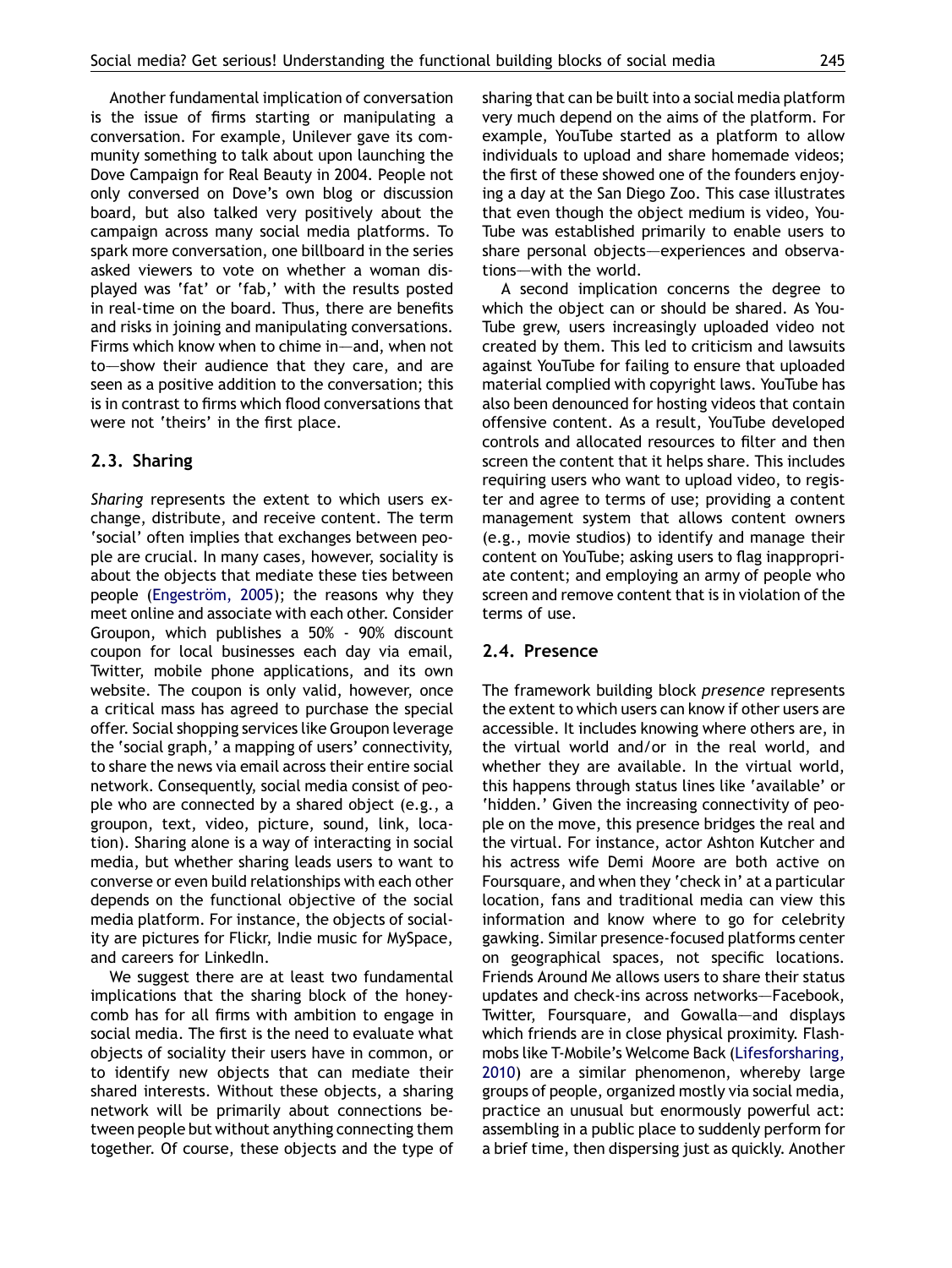Another fundamental implication of conversation is the issue of firms starting or manipulating a conversation. For example, Unilever gave its community something to talk about upon launching the Dove Campaign for Real Beauty in 2004. People not only conversed on Dove's own blog or discussion board, but also talked very positively about the campaign across many social media platforms. To spark more conversation, one billboard in the series asked viewers to vote on whether a woman displayed was 'fat' or 'fab,' with the results posted in real-time on the board. Thus, there are benefits and risks in joining and manipulating conversations. Firms which know when to chime in—and, when not to—show their audience that they care, and are seen as a positive addition to the conversation; this is in contrast to firms which flood conversations that were not 'theirs' in the first place.

## 2.3. Sharing

*Sharing* represents the extent to which users exchange, distribute, and receive content. The term 'social' often implies that exchanges between people are crucial. In many cases, however, sociality is about the objects that mediate these ties between people (Engeström, 2005); the reasons why they meet online and associate with each other. Consider Groupon, which publishes a 50% - 90% discount coupon for local businesses each day via email, Twitter, mobile phone applications, and its own website. The coupon is only valid, however, once a critical mass has agreed to purchase the special offer. Social shopping services like Groupon leverage the 'social graph,' a mapping of users' connectivity, to share the news via email across their entire social network. Consequently, social media consist of people who are connected by a shared object (e.g., a groupon, text, video, picture, sound, link, location). Sharing alone is a way of interacting in social media, but whether sharing leads users to want to converse or even build relationships with each other depends on the functional objective of the social media platform. For instance, the objects of sociality are pictures for Flickr, Indie music for MySpace, and careers for LinkedIn.

We suggest there are at least two fundamental implications that the sharing block of the honeycomb has for all firms with ambition to engage in social media. The first is the need to evaluate what objects of sociality their users have in common, or to identify new objects that can mediate their shared interests. Without these objects, a sharing network will be primarily about connections between people but without anything connecting them together. Of course, these objects and the type of sharing that can be built into a social media platform very much depend on the aims of the platform. For example, YouTube started as a platform to allow individuals to upload and share homemade videos; the first of these showed one of the founders enjoying a day at the San Diego Zoo. This case illustrates that even though the object medium is video, YouTube was established primarily to enable users to share personal objects—experiences and observations—with the world.

A second implication concerns the degree to which the object can or should be shared. As YouTube grew, users increasingly uploaded video not created by them. This led to criticism and lawsuits against YouTube for failing to ensure that uploaded material complied with copyright laws. YouTube has also been denounced for hosting videos that contain offensive content. As a result, YouTube developed controls and allocated resources to filter and then screen the content that it helps share. This includes requiring users who want to upload video, to register and agree to terms of use; providing a content management system that allows content owners (e.g., movie studios) to identify and manage their content on YouTube; asking users to flag inappropriate content; and employing an army of people who screen and remove content that is in violation of the terms of use.

## 2.4. Presence

The framework building block *presence* represents the extent to which users can know if other users are accessible. It includes knowing where others are, in the virtual world and/or in the real world, and whether they are available. In the virtual world, this happens through status lines like 'available' or 'hidden.' Given the increasing connectivity of people on the move, this presence bridges the real and the virtual. For instance, actor Ashton Kutcher and his actress wife Demi Moore are both active on Foursquare, and when they 'check in' at a particular location, fans and traditional media can view this information and know where to go for celebrity gawking. Similar presence-focused platforms center on geographical spaces, not specific locations. Friends Around Me allows users to share their status updates and check-ins across networks—Facebook, Twitter, Foursquare, and Gowalla—and displays which friends are in close physical proximity. Flashmobs like T-Mobile's Welcome Back (Lifesforsharing, 2010) are a similar phenomenon, whereby large groups of people, organized mostly via social media, practice an unusual but enormously powerful act: assembling in a public place to suddenly perform for a brief time, then dispersing just as quickly. Another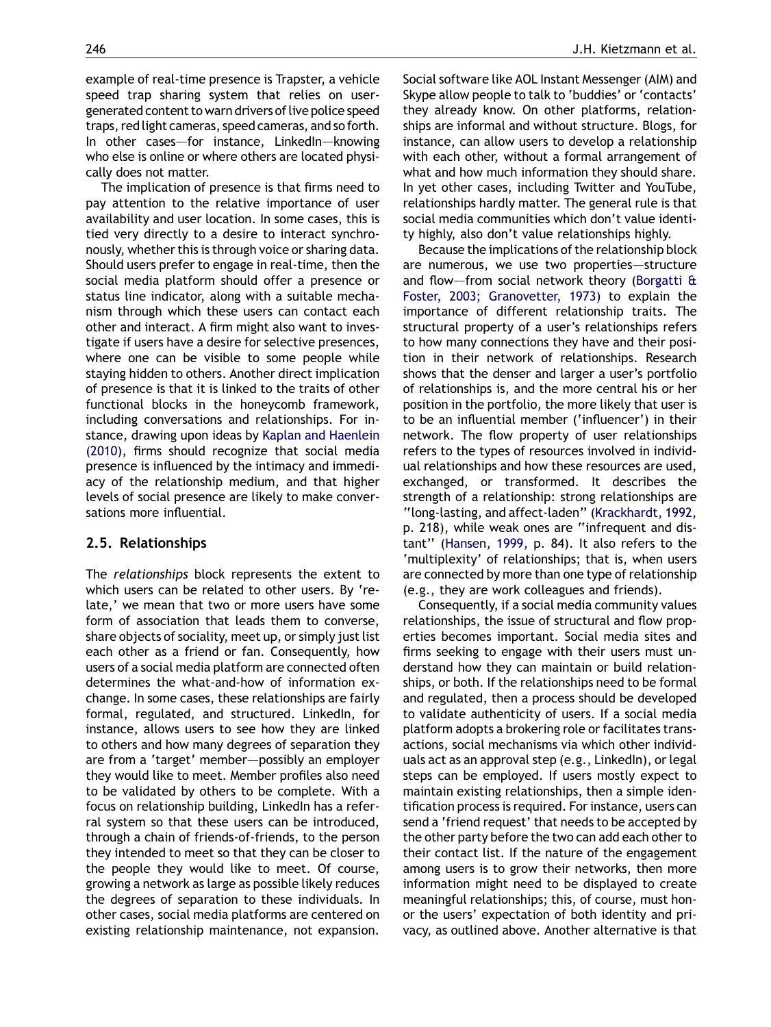example of real-time presence is Trapster, a vehicle speed trap sharing system that relies on user-generated content to warn drivers of live police speed traps, red light cameras, speed cameras, and so forth. In other cases—for instance, LinkedIn—knowing who else is online or where others are located physically does not matter.

The implication of presence is that firms need to pay attention to the relative importance of user availability and user location. In some cases, this is tied very directly to a desire to interact synchronously, whether this is through voice or sharing data. Should users prefer to engage in real-time, then the social media platform should offer a presence or status line indicator, along with a suitable mechanism through which these users can contact each other and interact. A firm might also want to investigate if users have a desire for selective presences, where one can be visible to some people while staying hidden to others. Another direct implication of presence is that it is linked to the traits of other functional blocks in the honeycomb framework, including conversations and relationships. For instance, drawing upon ideas by Kaplan and Haenlein (2010), firms should recognize that social media presence is influenced by the intimacy and immediacy of the relationship medium, and that higher levels of social presence are likely to make conversations more influential.

## 2.5. Relationships

The *relationships* block represents the extent to which users can be related to other users. By 're-late,' we mean that two or more users have some form of association that leads them to converse, share objects of sociality, meet up, or simply just list each other as a friend or fan. Consequently, how users of a social media platform are connected often determines the what-and-how of information exchange. In some cases, these relationships are fairly formal, regulated, and structured. LinkedIn, for instance, allows users to see how they are linked to others and how many degrees of separation they are from a 'target' member—possibly an employer they would like to meet. Member profiles also need to be validated by others to be complete. With a focus on relationship building, LinkedIn has a referral system so that these users can be introduced, through a chain of friends-of-friends, to the person they intended to meet so that they can be closer to the people they would like to meet. Of course, growing a network as large as possible likely reduces the degrees of separation to these individuals. In other cases, social media platforms are centered on existing relationship maintenance, not expansion. Social software like AOL Instant Messenger (AIM) and Skype allow people to talk to 'buddies' or 'contacts' they already know. On other platforms, relationships are informal and without structure. Blogs, for instance, can allow users to develop a relationship with each other, without a formal arrangement of what and how much information they should share. In yet other cases, including Twitter and YouTube, relationships hardly matter. The general rule is that social media communities which don't value identity highly, also don't value relationships highly.

Because the implications of the relationship block are numerous, we use two properties—structure and flow—from social network theory (Borgatti & Foster, 2003; Granovetter, 1973) to explain the importance of different relationship traits. The structural property of a user's relationships refers to how many connections they have and their position in their network of relationships. Research shows that the denser and larger a user's portfolio of relationships is, and the more central his or her position in the portfolio, the more likely that user is to be an influential member ('influencer') in their network. The flow property of user relationships refers to the types of resources involved in individual relationships and how these resources are used, exchanged, or transformed. It describes the strength of a relationship: strong relationships are "long-lasting, and affect-laden" (Krackhardt, 1992, p. 218), while weak ones are "infrequent and distant" (Hansen, 1999, p. 84). It also refers to the 'multiplexity' of relationships; that is, when users are connected by more than one type of relationship (e.g., they are work colleagues and friends).

Consequently, if a social media community values relationships, the issue of structural and flow properties becomes important. Social media sites and firms seeking to engage with their users must understand how they can maintain or build relationships, or both. If the relationships need to be formal and regulated, then a process should be developed to validate authenticity of users. If a social media platform adopts a brokering role or facilitates transactions, social mechanisms via which other individuals act as an approval step (e.g., LinkedIn), or legal steps can be employed. If users mostly expect to maintain existing relationships, then a simple identification process is required. For instance, users can send a 'friend request' that needs to be accepted by the other party before the two can add each other to their contact list. If the nature of the engagement among users is to grow their networks, then more information might need to be displayed to create meaningful relationships; this, of course, must honor the users' expectation of both identity and privacy, as outlined above. Another alternative is that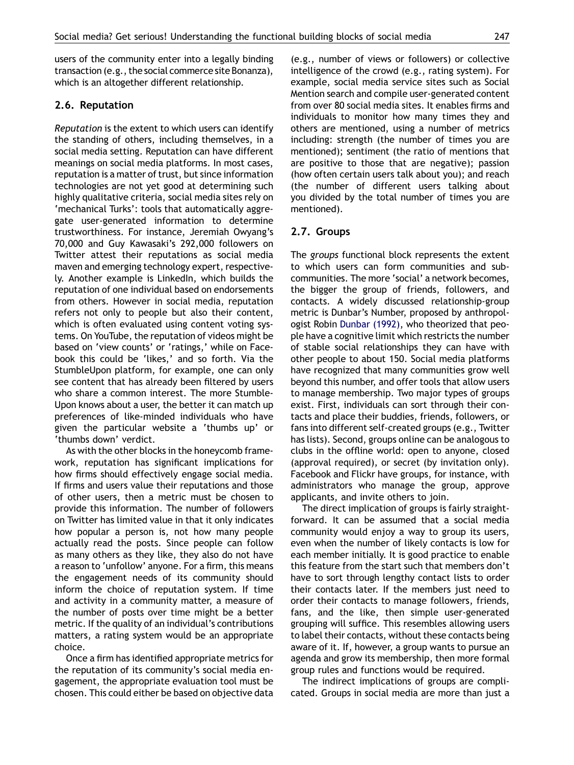users of the community enter into a legally binding transaction (e.g., the social commerce site Bonanza), which is an altogether different relationship.

### 2.6. Reputation

*Reputation* is the extent to which users can identify the standing of others, including themselves, in a social media setting. Reputation can have different meanings on social media platforms. In most cases, reputation is a matter of trust, but since information technologies are not yet good at determining such highly qualitative criteria, social media sites rely on 'mechanical Turks': tools that automatically aggregate user-generated information to determine trustworthiness. For instance, Jeremiah Owyang's 70,000 and Guy Kawasaki's 292,000 followers on Twitter attest their reputations as social media maven and emerging technology expert, respectively. Another example is LinkedIn, which builds the reputation of one individual based on endorsements from others. However in social media, reputation refers not only to people but also their content, which is often evaluated using content voting systems. On YouTube, the reputation of videos might be based on 'view counts' or 'ratings,' while on Facebook this could be 'likes,' and so forth. Via the StumbleUpon platform, for example, one can only see content that has already been filtered by users who share a common interest. The more StumbleUpon knows about a user, the better it can match up preferences of like-minded individuals who have given the particular website a 'thumbs up' or 'thumbs down' verdict.

As with the other blocks in the honeycomb framework, reputation has significant implications for how firms should effectively engage social media. If firms and users value their reputations and those of other users, then a metric must be chosen to provide this information. The number of followers on Twitter has limited value in that it only indicates how popular a person is, not how many people actually read the posts. Since people can follow as many others as they like, they also do not have a reason to 'unfollow' anyone. For a firm, this means the engagement needs of its community should inform the choice of reputation system. If time and activity in a community matter, a measure of the number of posts over time might be a better metric. If the quality of an individual's contributions matters, a rating system would be an appropriate choice.

Once a firm has identified appropriate metrics for the reputation of its community's social media engagement, the appropriate evaluation tool must be chosen. This could either be based on objective data (e.g., number of views or followers) or collective intelligence of the crowd (e.g., rating system). For example, social media service sites such as Social Mention search and compile user-generated content from over 80 social media sites. It enables firms and individuals to monitor how many times they and others are mentioned, using a number of metrics including: strength (the number of times you are mentioned); sentiment (the ratio of mentions that are positive to those that are negative); passion (how often certain users talk about you); and reach (the number of different users talking about you divided by the total number of times you are mentioned).

### 2.7. Groups

The *groups* functional block represents the extent to which users can form communities and sub-communities. The more 'social' a network becomes, the bigger the group of friends, followers, and contacts. A widely discussed relationship-group metric is Dunbar's Number, proposed by anthropologist Robin Dunbar (1992), who theorized that people have a cognitive limit which restricts the number of stable social relationships they can have with other people to about 150. Social media platforms have recognized that many communities grow well beyond this number, and offer tools that allow users to manage membership. Two major types of groups exist. First, individuals can sort through their contacts and place their buddies, friends, followers, or fans into different self-created groups (e.g., Twitter has lists). Second, groups online can be analogous to clubs in the offline world: open to anyone, closed (approval required), or secret (by invitation only). Facebook and Flickr have groups, for instance, with administrators who manage the group, approve applicants, and invite others to join.

The direct implication of groups is fairly straightforward. It can be assumed that a social media community would enjoy a way to group its users, even when the number of likely contacts is low for each member initially. It is good practice to enable this feature from the start such that members don't have to sort through lengthy contact lists to order their contacts later. If the members just need to order their contacts to manage followers, friends, fans, and the like, then simple user-generated grouping will suffice. This resembles allowing users to label their contacts, without these contacts being aware of it. If, however, a group wants to pursue an agenda and grow its membership, then more formal group rules and functions would be required.

The indirect implications of groups are complicated. Groups in social media are more than just a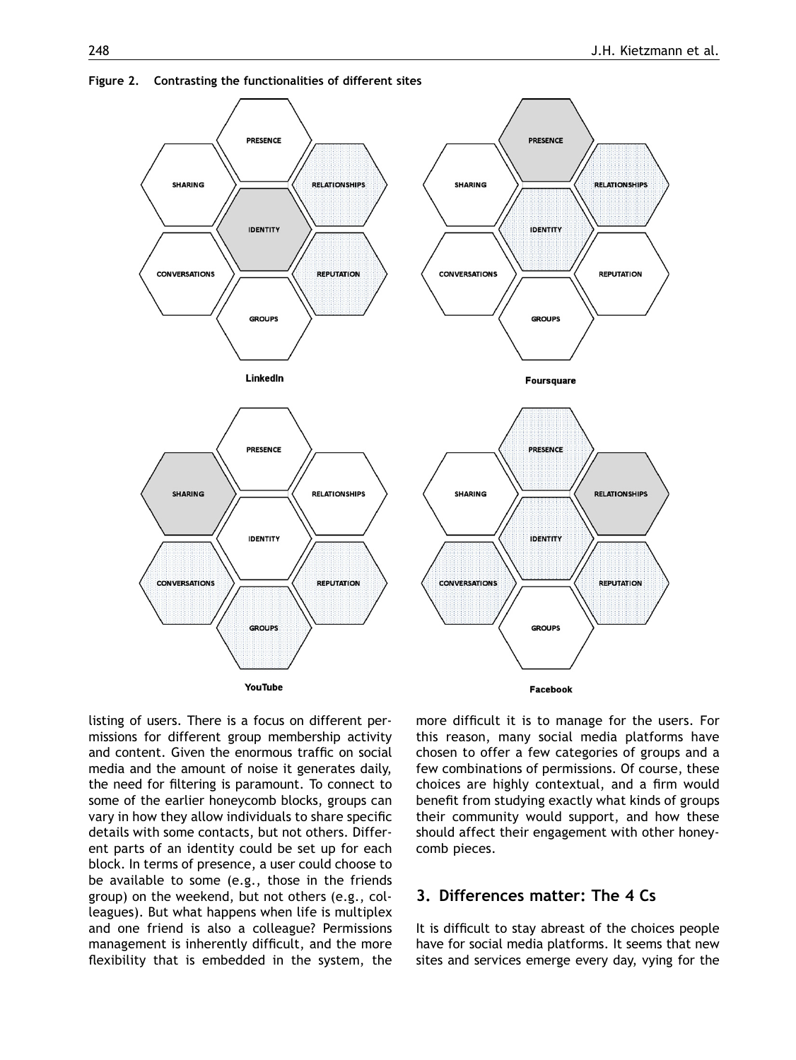**Figure 2. Contrasting the functionalities of different sites**

PRESENCE
SHARING
RELATIONSHIPS
IDENTITY
CONVERSATIONS
REPUTATION
GROUPS

LinkedIn

PRESENCE
SHARING
RELATIONSHIPS
IDENTITY
CONVERSATIONS
REPUTATION
GROUPS

Foursquare

PRESENCE
SHARING
RELATIONSHIPS
IDENTITY
CONVERSATIONS
REPUTATION
GROUPS

YouTube

PRESENCE
SHARING
RELATIONSHIPS
IDENTITY
CONVERSATIONS
REPUTATION
GROUPS

Facebook

listing of users. There is a focus on different permissions for different group membership activity and content. Given the enormous traffic on social media and the amount of noise it generates daily, the need for filtering is paramount. To connect to some of the earlier honeycomb blocks, groups can vary in how they allow individuals to share specific details with some contacts, but not others. Different parts of an identity could be set up for each block. In terms of presence, a user could choose to be available to some (e.g., those in the friends group) on the weekend, but not others (e.g., colleagues). But what happens when life is multiplex and one friend is also a colleague? Permissions management is inherently difficult, and the more flexibility that is embedded in the system, the more difficult it is to manage for the users. For this reason, many social media platforms have chosen to offer a few categories of groups and a few combinations of permissions. Of course, these choices are highly contextual, and a firm would benefit from studying exactly what kinds of groups their community would support, and how these should affect their engagement with other honeycomb pieces.

## 3. Differences matter: The 4 Cs

It is difficult to stay abreast of the choices people have for social media platforms. It seems that new sites and services emerge every day, vying for the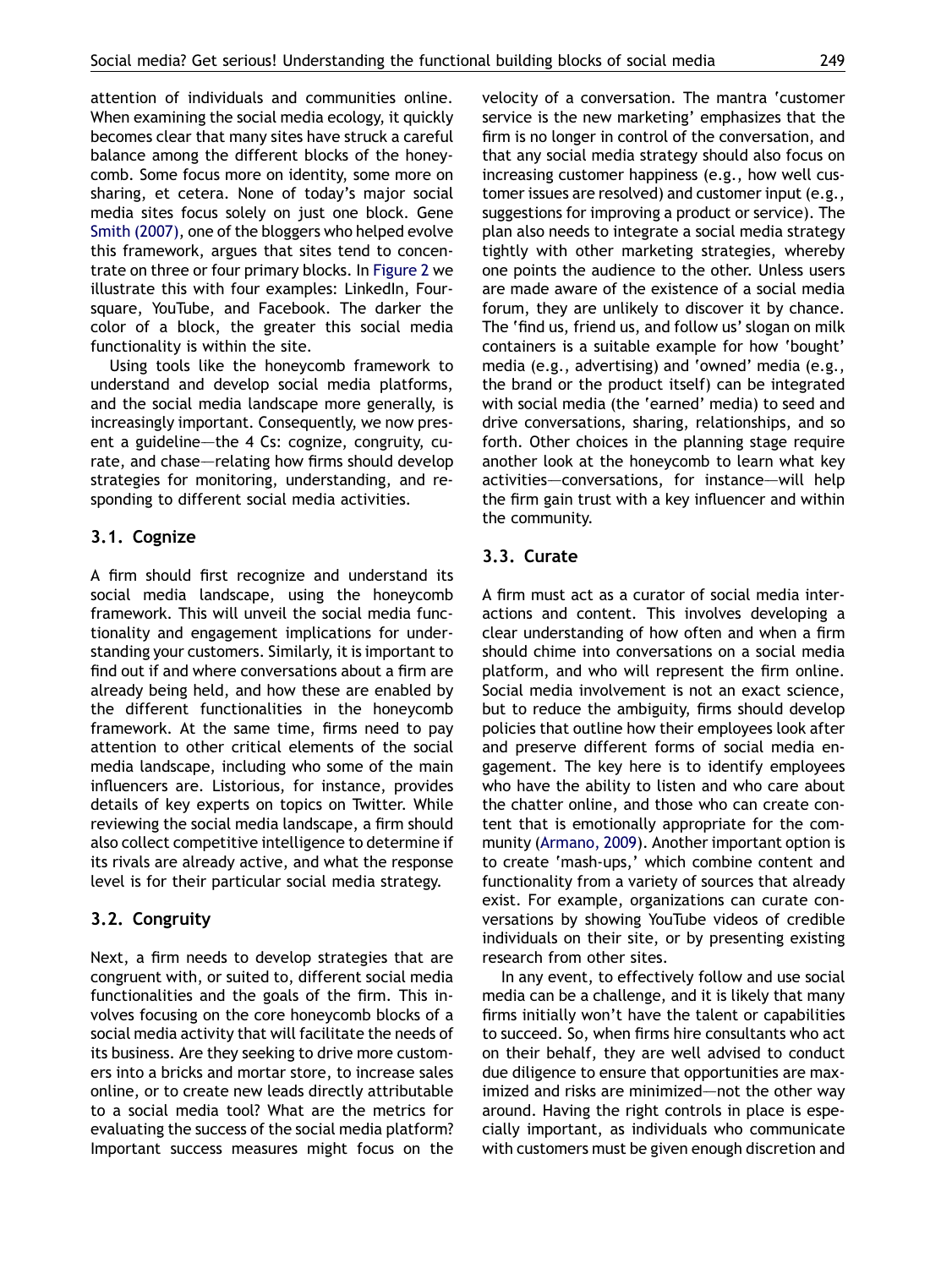attention of individuals and communities online. When examining the social media ecology, it quickly becomes clear that many sites have struck a careful balance among the different blocks of the honeycomb. Some focus more on identity, some more on sharing, et cetera. None of today's major social media sites focus solely on just one block. Gene Smith (2007), one of the bloggers who helped evolve this framework, argues that sites tend to concentrate on three or four primary blocks. In Figure 2 we illustrate this with four examples: LinkedIn, Foursquare, YouTube, and Facebook. The darker the color of a block, the greater this social media functionality is within the site.

Using tools like the honeycomb framework to understand and develop social media platforms, and the social media landscape more generally, is increasingly important. Consequently, we now present a guideline—the 4 Cs: cognize, congruity, curate, and chase—relating how firms should develop strategies for monitoring, understanding, and responding to different social media activities.

### 3.1. Cognize

A firm should first recognize and understand its social media landscape, using the honeycomb framework. This will unveil the social media functionality and engagement implications for understanding your customers. Similarly, it is important to find out if and where conversations about a firm are already being held, and how these are enabled by the different functionalities in the honeycomb framework. At the same time, firms need to pay attention to other critical elements of the social media landscape, including who some of the main influencers are. Listorious, for instance, provides details of key experts on topics on Twitter. While reviewing the social media landscape, a firm should also collect competitive intelligence to determine if its rivals are already active, and what the response level is for their particular social media strategy.

### 3.2. Congruity

Next, a firm needs to develop strategies that are congruent with, or suited to, different social media functionalities and the goals of the firm. This involves focusing on the core honeycomb blocks of a social media activity that will facilitate the needs of its business. Are they seeking to drive more customers into a bricks and mortar store, to increase sales online, or to create new leads directly attributable to a social media tool? What are the metrics for evaluating the success of the social media platform? Important success measures might focus on the velocity of a conversation. The mantra 'customer service is the new marketing' emphasizes that the firm is no longer in control of the conversation, and that any social media strategy should also focus on increasing customer happiness (e.g., how well customer issues are resolved) and customer input (e.g., suggestions for improving a product or service). The plan also needs to integrate a social media strategy tightly with other marketing strategies, whereby one points the audience to the other. Unless users are made aware of the existence of a social media forum, they are unlikely to discover it by chance. The 'find us, friend us, and follow us' slogan on milk containers is a suitable example for how 'bought' media (e.g., advertising) and 'owned' media (e.g., the brand or the product itself) can be integrated with social media (the 'earned' media) to seed and drive conversations, sharing, relationships, and so forth. Other choices in the planning stage require another look at the honeycomb to learn what key activities—conversations, for instance—will help the firm gain trust with a key influencer and within the community.

### 3.3. Curate

A firm must act as a curator of social media interactions and content. This involves developing a clear understanding of how often and when a firm should chime into conversations on a social media platform, and who will represent the firm online. Social media involvement is not an exact science, but to reduce the ambiguity, firms should develop policies that outline how their employees look after and preserve different forms of social media engagement. The key here is to identify employees who have the ability to listen and who care about the chatter online, and those who can create content that is emotionally appropriate for the community (Armano, 2009). Another important option is to create 'mash-ups,' which combine content and functionality from a variety of sources that already exist. For example, organizations can curate conversations by showing YouTube videos of credible individuals on their site, or by presenting existing research from other sites.

In any event, to effectively follow and use social media can be a challenge, and it is likely that many firms initially won't have the talent or capabilities to succeed. So, when firms hire consultants who act on their behalf, they are well advised to conduct due diligence to ensure that opportunities are maximized and risks are minimized—not the other way around. Having the right controls in place is especially important, as individuals who communicate with customers must be given enough discretion and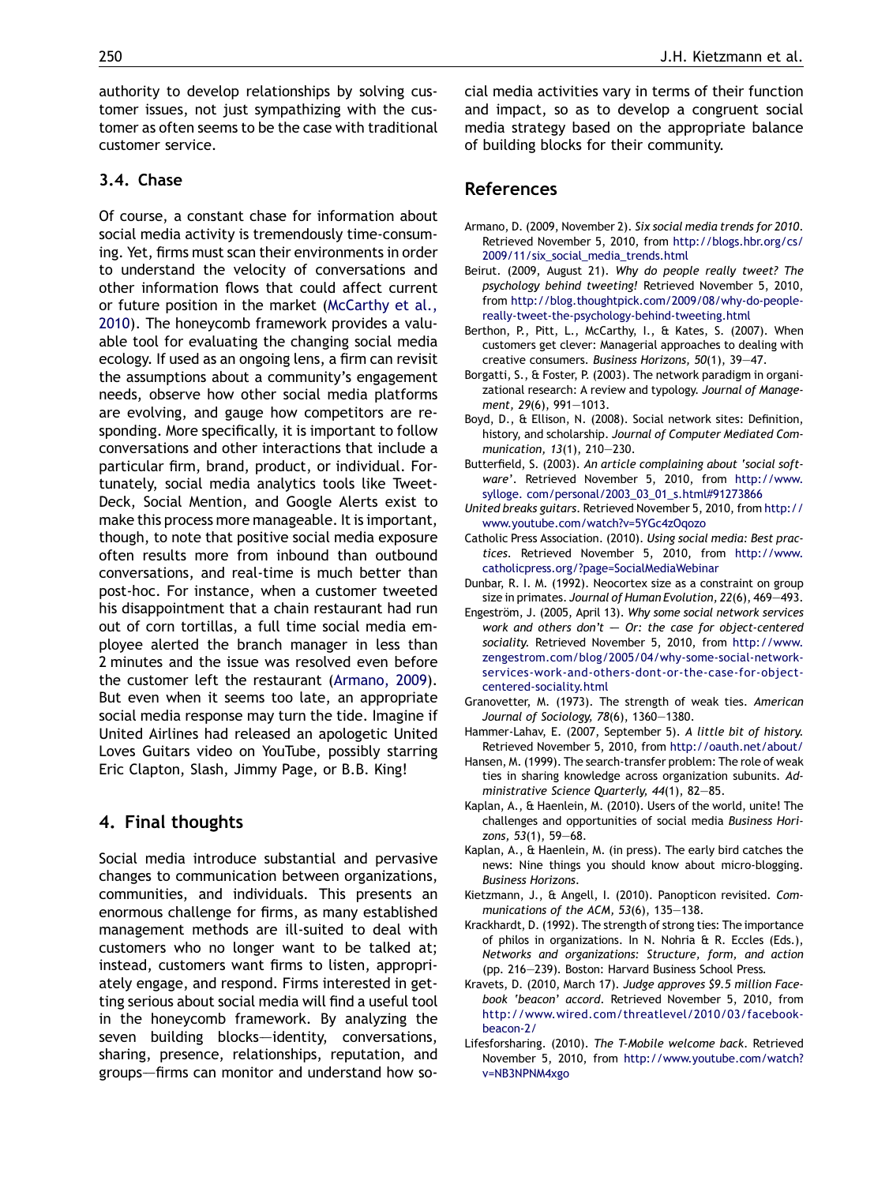authority to develop relationships by solving customer issues, not just sympathizing with the customer as often seems to be the case with traditional customer service.

### 3.4. Chase

Of course, a constant chase for information about social media activity is tremendously time-consuming. Yet, firms must scan their environments in order to understand the velocity of conversations and other information flows that could affect current or future position in the market (McCarthy et al., 2010). The honeycomb framework provides a valuable tool for evaluating the changing social media ecology. If used as an ongoing lens, a firm can revisit the assumptions about a community's engagement needs, observe how other social media platforms are evolving, and gauge how competitors are responding. More specifically, it is important to follow conversations and other interactions that include a particular firm, brand, product, or individual. Fortunately, social media analytics tools like TweetDeck, Social Mention, and Google Alerts exist to make this process more manageable. It is important, though, to note that positive social media exposure often results more from inbound than outbound conversations, and real-time is much better than post-hoc. For instance, when a customer tweeted his disappointment that a chain restaurant had run out of corn tortillas, a full time social media employee alerted the branch manager in less than 2 minutes and the issue was resolved even before the customer left the restaurant (Armano, 2009). But even when it seems too late, an appropriate social media response may turn the tide. Imagine if United Airlines had released an apologetic United Loves Guitars video on YouTube, possibly starring Eric Clapton, Slash, Jimmy Page, or B.B. King!

## 4. Final thoughts

Social media introduce substantial and pervasive changes to communication between organizations, communities, and individuals. This presents an enormous challenge for firms, as many established management methods are ill-suited to deal with customers who no longer want to be talked at; instead, customers want firms to listen, appropriately engage, and respond. Firms interested in getting serious about social media will find a useful tool in the honeycomb framework. By analyzing the seven building blocks—identity, conversations, sharing, presence, relationships, reputation, and groups—firms can monitor and understand how social media activities vary in terms of their function and impact, so as to develop a congruent social media strategy based on the appropriate balance of building blocks for their community.

## References

Armano, D. (2009, November 2). *Six social media trends for 2010*. Retrieved November 5, 2010, from http://blogs.hbr.org/cs/2009/11/six_social_media_trends.html

Beirut. (2009, August 21). *Why do people really tweet? The psychology behind tweeting!* Retrieved November 5, 2010, from http://blog.thoughtpick.com/2009/08/why-do-people-really-tweet-the-psychology-behind-tweeting.html

Berthon, P., Pitt, L., McCarthy, I., & Kates, S. (2007). When customers get clever: Managerial approaches to dealing with creative consumers. *Business Horizons, 50*(1), 39—47.

Borgatti, S., & Foster, P. (2003). The network paradigm in organizational research: A review and typology. *Journal of Management, 29*(6), 991—1013.

Boyd, D., & Ellison, N. (2008). Social network sites: Definition, history, and scholarship. *Journal of Computer Mediated Communication, 13*(1), 210—230.

Butterfield, S. (2003). *An article complaining about 'social software'*. Retrieved November 5, 2010, from http://www.sylloge. com/personal/2003_03_01_s.html#91273866

*United breaks guitars*. Retrieved November 5, 2010, from http://www.youtube.com/watch?v=5YGc4zOqozo

Catholic Press Association. (2010). *Using social media: Best practices*. Retrieved November 5, 2010, from http://www.catholicpress.org/?page=SocialMediaWebinar

Dunbar, R. I. M. (1992). Neocortex size as a constraint on group size in primates. *Journal of Human Evolution, 22*(6), 469—493.

Engeström, J. (2005, April 13). *Why some social network services work and others don't — Or: the case for object-centered sociality*. Retrieved November 5, 2010, from http://www.zengestrom.com/blog/2005/04/why-some-social-network-services-work-and-others-dont-or-the-case-for-object-centered-sociality.html

Granovetter, M. (1973). The strength of weak ties. *American Journal of Sociology, 78*(6), 1360—1380.

Hammer-Lahav, E. (2007, September 5). *A little bit of history*. Retrieved November 5, 2010, from http://oauth.net/about/

Hansen, M. (1999). The search-transfer problem: The role of weak ties in sharing knowledge across organization subunits. *Administrative Science Quarterly, 44*(1), 82—85.

Kaplan, A., & Haenlein, M. (2010). Users of the world, unite! The challenges and opportunities of social media *Business Horizons, 53*(1), 59—68.

Kaplan, A., & Haenlein, M. (in press). The early bird catches the news: Nine things you should know about micro-blogging. *Business Horizons*.

Kietzmann, J., & Angell, I. (2010). Panopticon revisited. *Communications of the ACM, 53*(6), 135—138.

Krackhardt, D. (1992). The strength of strong ties: The importance of philos in organizations. In N. Nohria & R. Eccles (Eds.), *Networks and organizations: Structure, form, and action* (pp. 216—239). Boston: Harvard Business School Press.

Kravets, D. (2010, March 17). *Judge approves $9.5 million Facebook 'beacon' accord*. Retrieved November 5, 2010, from http://www.wired.com/threatlevel/2010/03/facebook-beacon-2/

Lifesforsharing. (2010). *The T-Mobile welcome back*. Retrieved November 5, 2010, from http://www.youtube.com/watch?v=NB3NPNM4xgo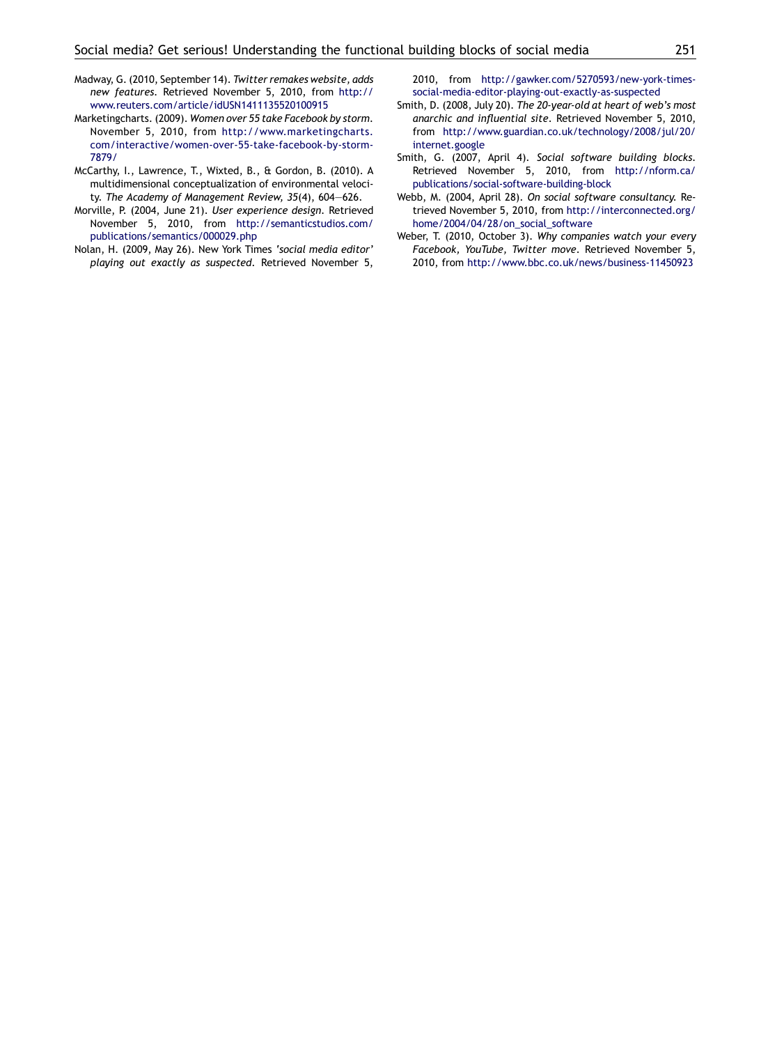Madway, G. (2010, September 14). *Twitter remakes website, adds new features*. Retrieved November 5, 2010, from http://www.reuters.com/article/idUSN1411135520100915

Marketingcharts. (2009). *Women over 55 take Facebook by storm*. November 5, 2010, from http://www.marketingcharts.com/interactive/women-over-55-take-facebook-by-storm-7879/

McCarthy, I., Lawrence, T., Wixted, B., & Gordon, B. (2010). A multidimensional conceptualization of environmental velocity. *The Academy of Management Review, 35*(4), 604—626.

Morville, P. (2004, June 21). *User experience design*. Retrieved November 5, 2010, from http://semanticstudios.com/publications/semantics/000029.php

Nolan, H. (2009, May 26). New York Times *'social media editor' playing out exactly as suspected*. Retrieved November 5, 2010, from http://gawker.com/5270593/new-york-times-social-media-editor-playing-out-exactly-as-suspected

Smith, D. (2008, July 20). *The 20-year-old at heart of web's most anarchic and influential site*. Retrieved November 5, 2010, from http://www.guardian.co.uk/technology/2008/jul/20/internet.google

Smith, G. (2007, April 4). *Social software building blocks*. Retrieved November 5, 2010, from http://nform.ca/publications/social-software-building-block

Webb, M. (2004, April 28). *On social software consultancy*. Retrieved November 5, 2010, from http://interconnected.org/home/2004/04/28/on_social_software

Weber, T. (2010, October 3). *Why companies watch your every Facebook, YouTube, Twitter move*. Retrieved November 5, 2010, from http://www.bbc.co.uk/news/business-11450923